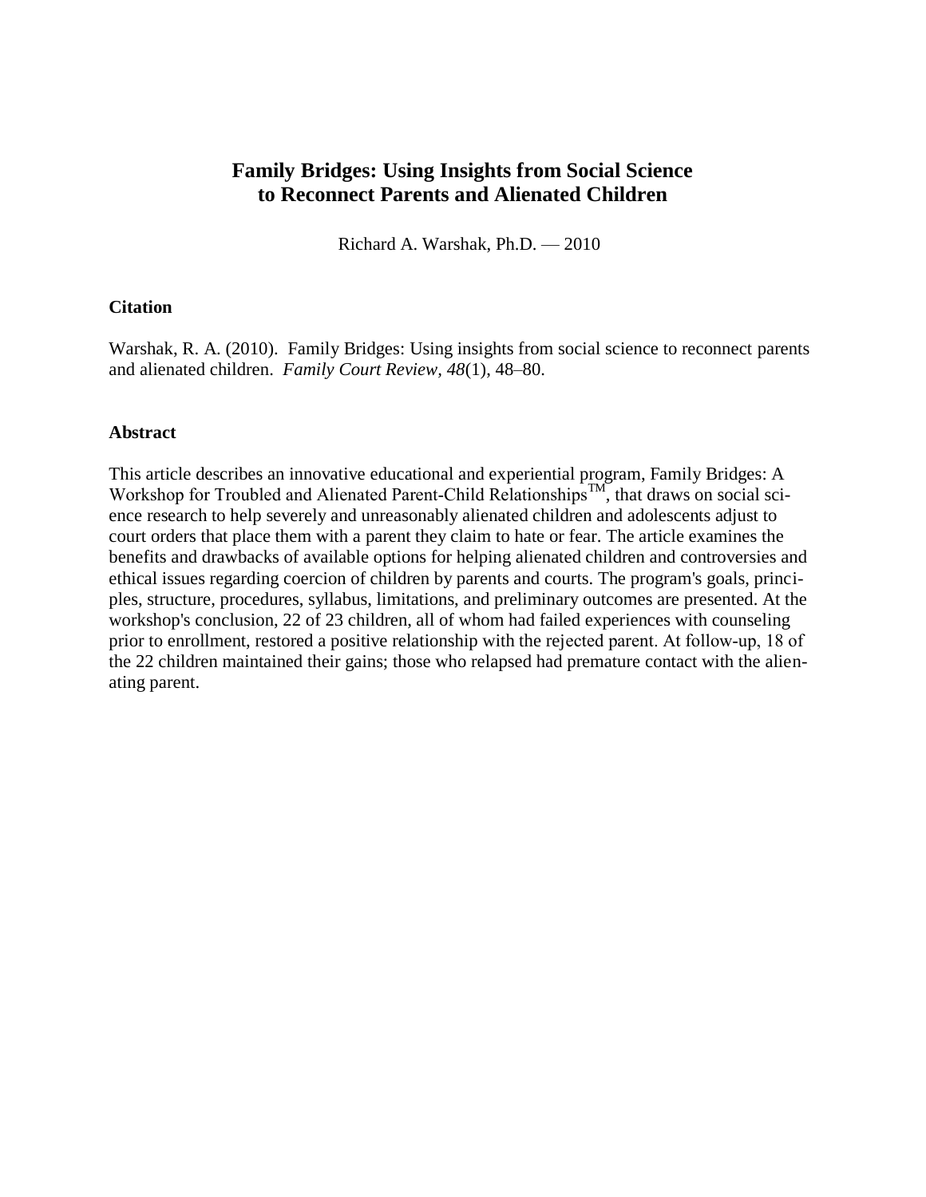# Family Bridges: Using Insights from Social Science to Reconnect Parents and Alienated Children

Richard A. Warshak, Ph.D. — 2010

### Citation

Warshak, R. A. (2010). Family Bridges: Using insights from social science to reconnect parents and alienated children. *Family Court Review, 48*(1), 48–80.

### Abstract

This article describes an innovative educational and experiential program, Family Bridges: A Workshop for Troubled and Alienated Parent-Child Relationships™, that draws on social science research to help severely and unreasonably alienated children and adolescents adjust to court orders that place them with a parent they claim to hate or fear. The article examines the benefits and drawbacks of available options for helping alienated children and controversies and ethical issues regarding coercion of children by parents and courts. The program's goals, principles, structure, procedures, syllabus, limitations, and preliminary outcomes are presented. At the workshop's conclusion, 22 of 23 children, all of whom had failed experiences with counseling prior to enrollment, restored a positive relationship with the rejected parent. At follow-up, 18 of the 22 children maintained their gains; those who relapsed had premature contact with the alienating parent.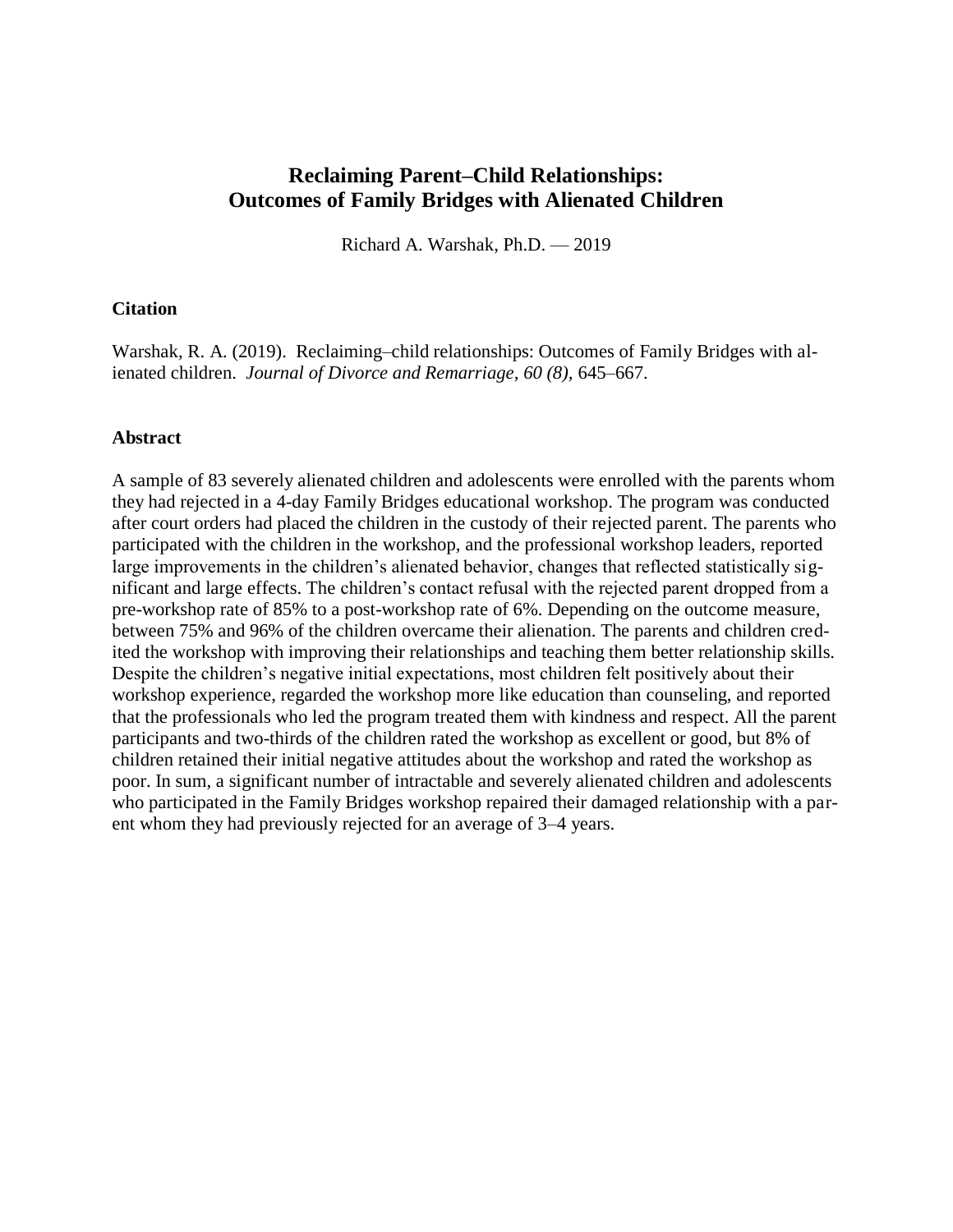# Reclaiming Parent–Child Relationships: Outcomes of Family Bridges with Alienated Children

Richard A. Warshak, Ph.D. — 2019

### Citation

Warshak, R. A. (2019). Reclaiming–child relationships: Outcomes of Family Bridges with alienated children. *Journal of Divorce and Remarriage, 60 (8),* 645–667.

### Abstract

A sample of 83 severely alienated children and adolescents were enrolled with the parents whom they had rejected in a 4-day Family Bridges educational workshop. The program was conducted after court orders had placed the children in the custody of their rejected parent. The parents who participated with the children in the workshop, and the professional workshop leaders, reported large improvements in the children's alienated behavior, changes that reflected statistically significant and large effects. The children's contact refusal with the rejected parent dropped from a pre-workshop rate of 85% to a post-workshop rate of 6%. Depending on the outcome measure, between 75% and 96% of the children overcame their alienation. The parents and children credited the workshop with improving their relationships and teaching them better relationship skills. Despite the children's negative initial expectations, most children felt positively about their workshop experience, regarded the workshop more like education than counseling, and reported that the professionals who led the program treated them with kindness and respect. All the parent participants and two-thirds of the children rated the workshop as excellent or good, but 8% of children retained their initial negative attitudes about the workshop and rated the workshop as poor. In sum, a significant number of intractable and severely alienated children and adolescents who participated in the Family Bridges workshop repaired their damaged relationship with a parent whom they had previously rejected for an average of 3–4 years.